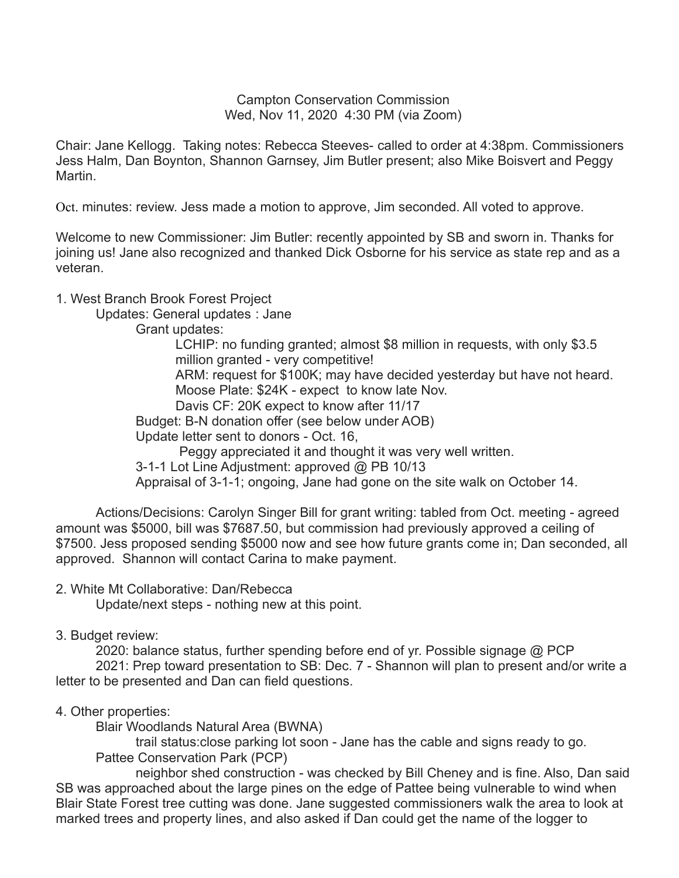Campton Conservation Commission
Wed, Nov 11, 2020 4:30 PM (via Zoom)

Chair: Jane Kellogg. Taking notes: Rebecca Steeves- called to order at 4:38pm. Commissioners Jess Halm, Dan Boynton, Shannon Garnsey, Jim Butler present; also Mike Boisvert and Peggy Martin.

Oct. minutes: review. Jess made a motion to approve, Jim seconded. All voted to approve.

Welcome to new Commissioner: Jim Butler: recently appointed by SB and sworn in. Thanks for joining us! Jane also recognized and thanked Dick Osborne for his service as state rep and as a veteran.

1. West Branch Brook Forest Project
   - Updates: General updates : Jane
     - Grant updates:
       - LCHIP: no funding granted; almost $8 million in requests, with only $3.5 million granted - very competitive!
       - ARM: request for $100K; may have decided yesterday but have not heard.
       - Moose Plate: $24K - expect to know late Nov.
       - Davis CF: 20K expect to know after 11/17
     - Budget: B-N donation offer (see below under AOB)
     - Update letter sent to donors - Oct. 16,
       - Peggy appreciated it and thought it was very well written.
     - 3-1-1 Lot Line Adjustment: approved @ PB 10/13
     - Appraisal of 3-1-1; ongoing, Jane had gone on the site walk on October 14.

   Actions/Decisions: Carolyn Singer Bill for grant writing: tabled from Oct. meeting - agreed amount was $5000, bill was $7687.50, but commission had previously approved a ceiling of $7500. Jess proposed sending $5000 now and see how future grants come in; Dan seconded, all approved. Shannon will contact Carina to make payment.

2. White Mt Collaborative: Dan/Rebecca
   - Update/next steps - nothing new at this point.

3. Budget review:
   - 2020: balance status, further spending before end of yr. Possible signage @ PCP
   - 2021: Prep toward presentation to SB: Dec. 7 - Shannon will plan to present and/or write a letter to be presented and Dan can field questions.

4. Other properties:
   - Blair Woodlands Natural Area (BWNA)
     - trail status:close parking lot soon - Jane has the cable and signs ready to go.
   - Pattee Conservation Park (PCP)
     - neighbor shed construction - was checked by Bill Cheney and is fine. Also, Dan said SB was approached about the large pines on the edge of Pattee being vulnerable to wind when Blair State Forest tree cutting was done. Jane suggested commissioners walk the area to look at marked trees and property lines, and also asked if Dan could get the name of the logger to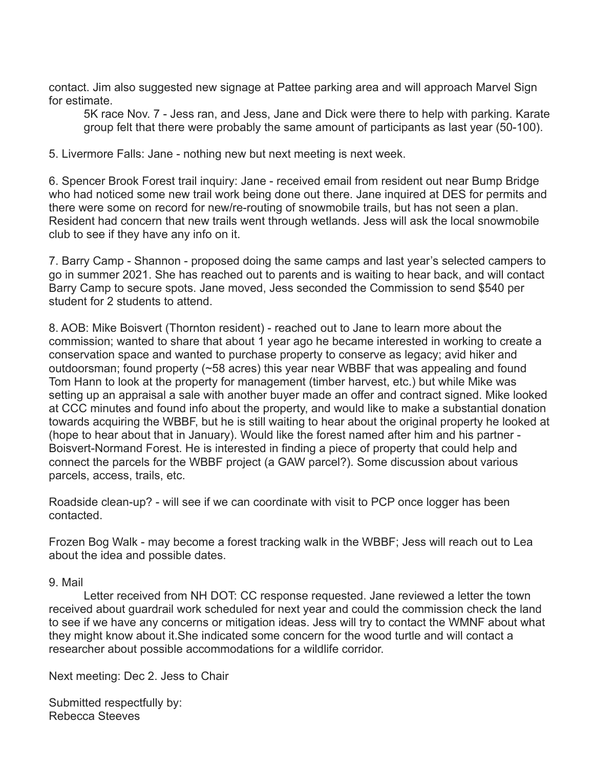contact. Jim also suggested new signage at Pattee parking area and will approach Marvel Sign for estimate.

5K race Nov. 7 - Jess ran, and Jess, Jane and Dick were there to help with parking. Karate group felt that there were probably the same amount of participants as last year (50-100).

5. Livermore Falls: Jane - nothing new but next meeting is next week.

6. Spencer Brook Forest trail inquiry: Jane - received email from resident out near Bump Bridge who had noticed some new trail work being done out there. Jane inquired at DES for permits and there were some on record for new/re-routing of snowmobile trails, but has not seen a plan. Resident had concern that new trails went through wetlands. Jess will ask the local snowmobile club to see if they have any info on it.

7. Barry Camp - Shannon - proposed doing the same camps and last year's selected campers to go in summer 2021. She has reached out to parents and is waiting to hear back, and will contact Barry Camp to secure spots. Jane moved, Jess seconded the Commission to send $540 per student for 2 students to attend.

8. AOB: Mike Boisvert (Thornton resident) - reached out to Jane to learn more about the commission; wanted to share that about 1 year ago he became interested in working to create a conservation space and wanted to purchase property to conserve as legacy; avid hiker and outdoorsman; found property (~58 acres) this year near WBBF that was appealing and found Tom Hann to look at the property for management (timber harvest, etc.) but while Mike was setting up an appraisal a sale with another buyer made an offer and contract signed. Mike looked at CCC minutes and found info about the property, and would like to make a substantial donation towards acquiring the WBBF, but he is still waiting to hear about the original property he looked at (hope to hear about that in January). Would like the forest named after him and his partner - Boisvert-Normand Forest. He is interested in finding a piece of property that could help and connect the parcels for the WBBF project (a GAW parcel?). Some discussion about various parcels, access, trails, etc.

Roadside clean-up? - will see if we can coordinate with visit to PCP once logger has been contacted.

Frozen Bog Walk - may become a forest tracking walk in the WBBF; Jess will reach out to Lea about the idea and possible dates.

9. Mail

Letter received from NH DOT: CC response requested. Jane reviewed a letter the town received about guardrail work scheduled for next year and could the commission check the land to see if we have any concerns or mitigation ideas. Jess will try to contact the WMNF about what they might know about it.She indicated some concern for the wood turtle and will contact a researcher about possible accommodations for a wildlife corridor.

Next meeting: Dec 2. Jess to Chair

Submitted respectfully by:
Rebecca Steeves